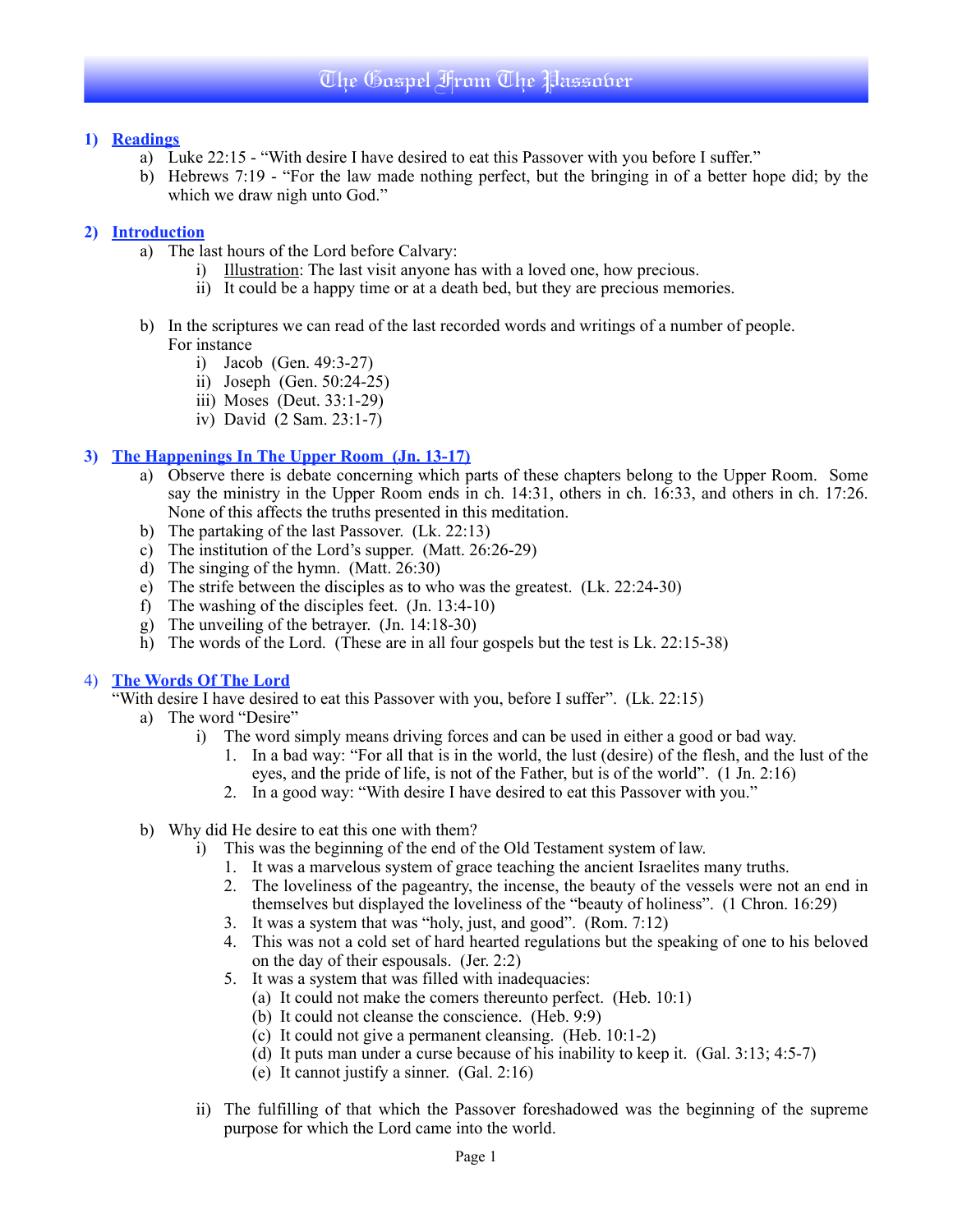# The Gospel From The Passover

## 1) Readings

a) Luke 22:15 - "With desire I have desired to eat this Passover with you before I suffer."

b) Hebrews 7:19 - "For the law made nothing perfect, but the bringing in of a better hope did; by the which we draw nigh unto God."

## 2) Introduction

a) The last hours of the Lord before Calvary:
   - i) Illustration: The last visit anyone has with a loved one, how precious.
   - ii) It could be a happy time or at a death bed, but they are precious memories.

b) In the scriptures we can read of the last recorded words and writings of a number of people. For instance
   - i) Jacob (Gen. 49:3-27)
   - ii) Joseph (Gen. 50:24-25)
   - iii) Moses (Deut. 33:1-29)
   - iv) David (2 Sam. 23:1-7)

## 3) The Happenings In The Upper Room (Jn. 13-17)

a) Observe there is debate concerning which parts of these chapters belong to the Upper Room. Some say the ministry in the Upper Room ends in ch. 14:31, others in ch. 16:33, and others in ch. 17:26. None of this affects the truths presented in this meditation.

b) The partaking of the last Passover. (Lk. 22:13)

c) The institution of the Lord's supper. (Matt. 26:26-29)

d) The singing of the hymn. (Matt. 26:30)

e) The strife between the disciples as to who was the greatest. (Lk. 22:24-30)

f) The washing of the disciples feet. (Jn. 13:4-10)

g) The unveiling of the betrayer. (Jn. 14:18-30)

h) The words of the Lord. (These are in all four gospels but the test is Lk. 22:15-38)

## 4) The Words Of The Lord

"With desire I have desired to eat this Passover with you, before I suffer". (Lk. 22:15)

a) The word "Desire"
   - i) The word simply means driving forces and can be used in either a good or bad way.
     1. In a bad way: "For all that is in the world, the lust (desire) of the flesh, and the lust of the eyes, and the pride of life, is not of the Father, but is of the world". (1 Jn. 2:16)
     2. In a good way: "With desire I have desired to eat this Passover with you."

b) Why did He desire to eat this one with them?
   - i) This was the beginning of the end of the Old Testament system of law.
     1. It was a marvelous system of grace teaching the ancient Israelites many truths.
     2. The loveliness of the pageantry, the incense, the beauty of the vessels were not an end in themselves but displayed the loveliness of the "beauty of holiness". (1 Chron. 16:29)
     3. It was a system that was "holy, just, and good". (Rom. 7:12)
     4. This was not a cold set of hard hearted regulations but the speaking of one to his beloved on the day of their espousals. (Jer. 2:2)
     5. It was a system that was filled with inadequacies:
        - (a) It could not make the comers thereunto perfect. (Heb. 10:1)
        - (b) It could not cleanse the conscience. (Heb. 9:9)
        - (c) It could not give a permanent cleansing. (Heb. 10:1-2)
        - (d) It puts man under a curse because of his inability to keep it. (Gal. 3:13; 4:5-7)
        - (e) It cannot justify a sinner. (Gal. 2:16)
   - ii) The fulfilling of that which the Passover foreshadowed was the beginning of the supreme purpose for which the Lord came into the world.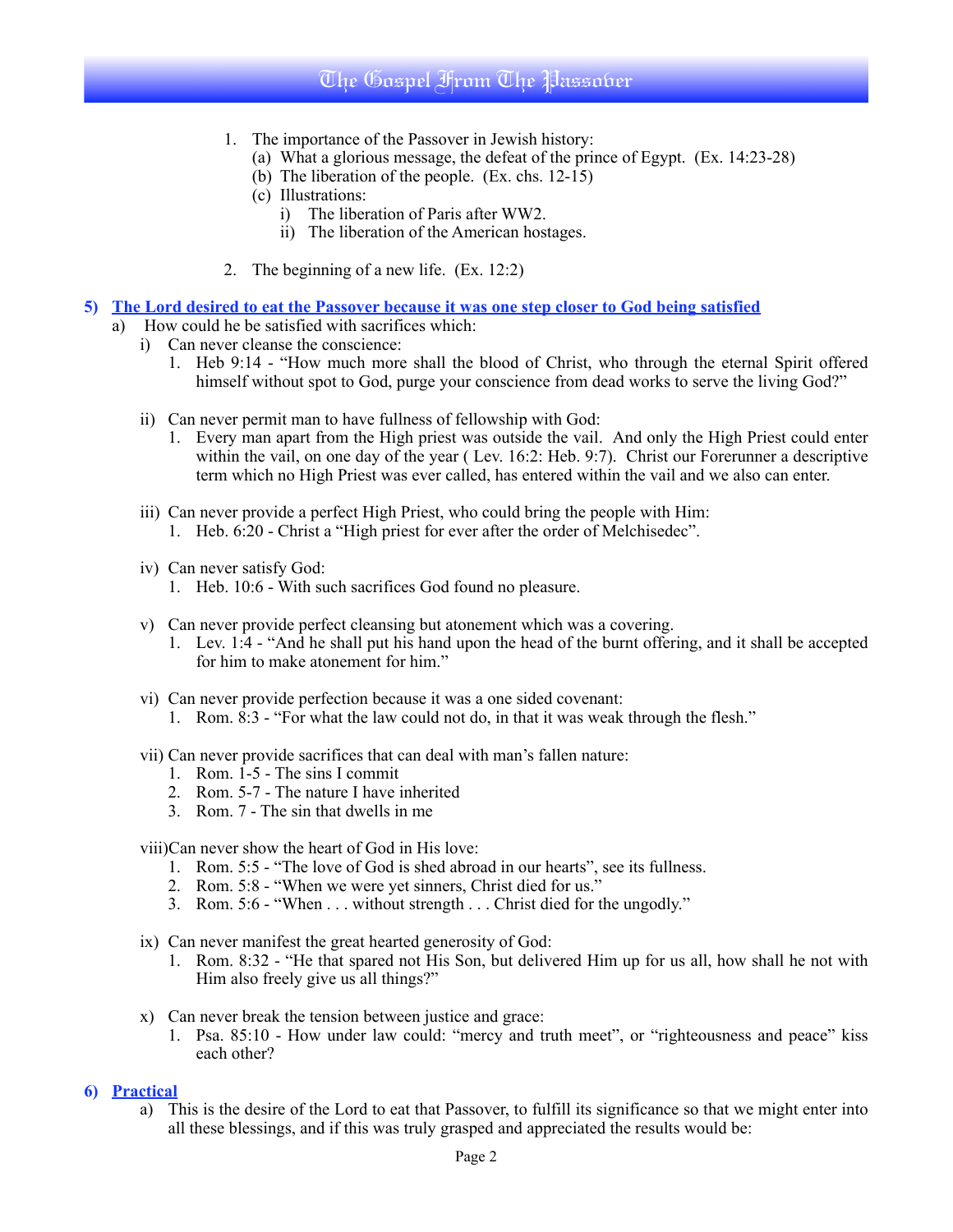1. The importance of the Passover in Jewish history:
    (a) What a glorious message, the defeat of the prince of Egypt. (Ex. 14:23-28)
    (b) The liberation of the people. (Ex. chs. 12-15)
    (c) Illustrations:
        i) The liberation of Paris after WW2.
        ii) The liberation of the American hostages.

2. The beginning of a new life. (Ex. 12:2)

## 5) The Lord desired to eat the Passover because it was one step closer to God being satisfied

a) How could he be satisfied with sacrifices which:
    i) Can never cleanse the conscience:
        1. Heb 9:14 - "How much more shall the blood of Christ, who through the eternal Spirit offered himself without spot to God, purge your conscience from dead works to serve the living God?"

    ii) Can never permit man to have fullness of fellowship with God:
        1. Every man apart from the High priest was outside the vail. And only the High Priest could enter within the vail, on one day of the year ( Lev. 16:2: Heb. 9:7). Christ our Forerunner a descriptive term which no High Priest was ever called, has entered within the vail and we also can enter.

    iii) Can never provide a perfect High Priest, who could bring the people with Him:
        1. Heb. 6:20 - Christ a "High priest for ever after the order of Melchisedec".

    iv) Can never satisfy God:
        1. Heb. 10:6 - With such sacrifices God found no pleasure.

    v) Can never provide perfect cleansing but atonement which was a covering.
        1. Lev. 1:4 - "And he shall put his hand upon the head of the burnt offering, and it shall be accepted for him to make atonement for him."

    vi) Can never provide perfection because it was a one sided covenant:
        1. Rom. 8:3 - "For what the law could not do, in that it was weak through the flesh."

    vii) Can never provide sacrifices that can deal with man's fallen nature:
        1. Rom. 1-5 - The sins I commit
        2. Rom. 5-7 - The nature I have inherited
        3. Rom. 7 - The sin that dwells in me

    viii)Can never show the heart of God in His love:
        1. Rom. 5:5 - "The love of God is shed abroad in our hearts", see its fullness.
        2. Rom. 5:8 - "When we were yet sinners, Christ died for us."
        3. Rom. 5:6 - "When . . . without strength . . . Christ died for the ungodly."

    ix) Can never manifest the great hearted generosity of God:
        1. Rom. 8:32 - "He that spared not His Son, but delivered Him up for us all, how shall he not with Him also freely give us all things?"

    x) Can never break the tension between justice and grace:
        1. Psa. 85:10 - How under law could: "mercy and truth meet", or "righteousness and peace" kiss each other?

## 6) Practical

a) This is the desire of the Lord to eat that Passover, to fulfill its significance so that we might enter into all these blessings, and if this was truly grasped and appreciated the results would be: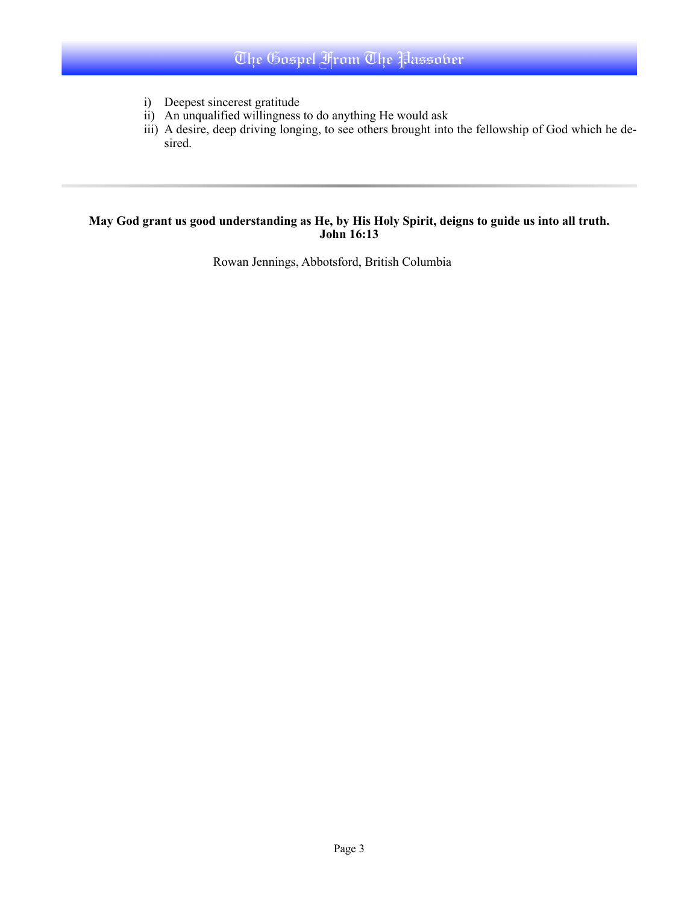i) Deepest sincerest gratitude
ii) An unqualified willingness to do anything He would ask
iii) A desire, deep driving longing, to see others brought into the fellowship of God which he desired.

---

**May God grant us good understanding as He, by His Holy Spirit, deigns to guide us into all truth. John 16:13**

Rowan Jennings, Abbotsford, British Columbia